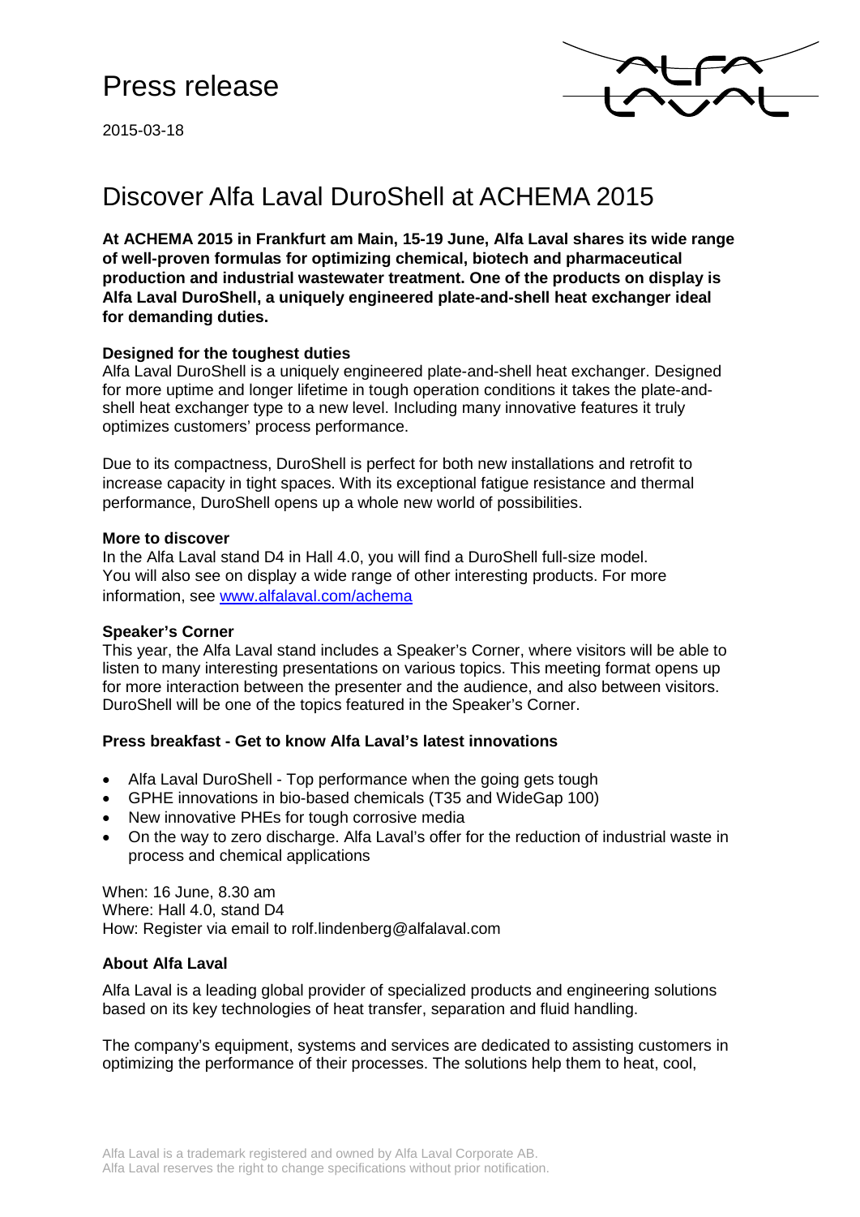# Press release

2015-03-18

## Discover Alfa Laval DuroShell at ACHEMA 2015

**At ACHEMA 2015 in Frankfurt am Main, 15-19 June, Alfa Laval shares its wide range of well-proven formulas for optimizing chemical, biotech and pharmaceutical production and industrial wastewater treatment. One of the products on display is Alfa Laval DuroShell, a uniquely engineered plate-and-shell heat exchanger ideal for demanding duties.**

### Designed for the toughest duties

Alfa Laval DuroShell is a uniquely engineered plate-and-shell heat exchanger. Designed for more uptime and longer lifetime in tough operation conditions it takes the plate-and-shell heat exchanger type to a new level. Including many innovative features it truly optimizes customers' process performance.

Due to its compactness, DuroShell is perfect for both new installations and retrofit to increase capacity in tight spaces. With its exceptional fatigue resistance and thermal performance, DuroShell opens up a whole new world of possibilities.

### More to discover

In the Alfa Laval stand D4 in Hall 4.0, you will find a DuroShell full-size model. You will also see on display a wide range of other interesting products. For more information, see [www.alfalaval.com/achema](http://www.alfalaval.com/achema)

### Speaker's Corner

This year, the Alfa Laval stand includes a Speaker's Corner, where visitors will be able to listen to many interesting presentations on various topics. This meeting format opens up for more interaction between the presenter and the audience, and also between visitors. DuroShell will be one of the topics featured in the Speaker's Corner.

### Press breakfast - Get to know Alfa Laval's latest innovations

- Alfa Laval DuroShell - Top performance when the going gets tough
- GPHE innovations in bio-based chemicals (T35 and WideGap 100)
- New innovative PHEs for tough corrosive media
- On the way to zero discharge. Alfa Laval's offer for the reduction of industrial waste in process and chemical applications

When: 16 June, 8.30 am
Where: Hall 4.0, stand D4
How: Register via email to rolf.lindenberg@alfalaval.com

### About Alfa Laval

Alfa Laval is a leading global provider of specialized products and engineering solutions based on its key technologies of heat transfer, separation and fluid handling.

The company's equipment, systems and services are dedicated to assisting customers in optimizing the performance of their processes. The solutions help them to heat, cool,

Alfa Laval is a trademark registered and owned by Alfa Laval Corporate AB.
Alfa Laval reserves the right to change specifications without prior notification.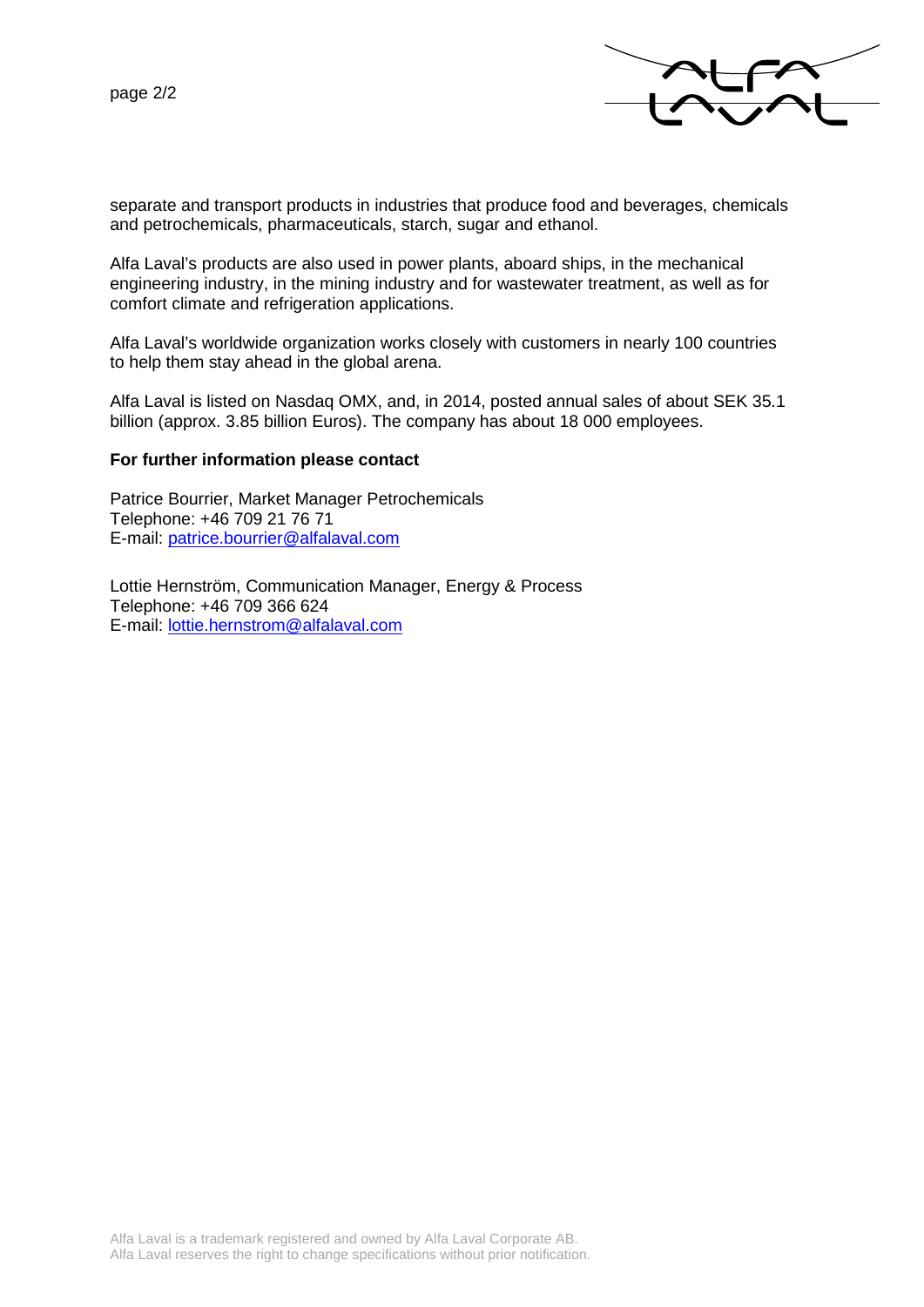separate and transport products in industries that produce food and beverages, chemicals and petrochemicals, pharmaceuticals, starch, sugar and ethanol.

Alfa Laval's products are also used in power plants, aboard ships, in the mechanical engineering industry, in the mining industry and for wastewater treatment, as well as for comfort climate and refrigeration applications.

Alfa Laval's worldwide organization works closely with customers in nearly 100 countries to help them stay ahead in the global arena.

Alfa Laval is listed on Nasdaq OMX, and, in 2014, posted annual sales of about SEK 35.1 billion (approx. 3.85 billion Euros). The company has about 18 000 employees.

**For further information please contact**

Patrice Bourrier, Market Manager Petrochemicals
Telephone: +46 709 21 76 71
E-mail: patrice.bourrier@alfalaval.com

Lottie Hernström, Communication Manager, Energy & Process
Telephone: +46 709 366 624
E-mail: lottie.hernstrom@alfalaval.com

Alfa Laval is a trademark registered and owned by Alfa Laval Corporate AB.
Alfa Laval reserves the right to change specifications without prior notification.